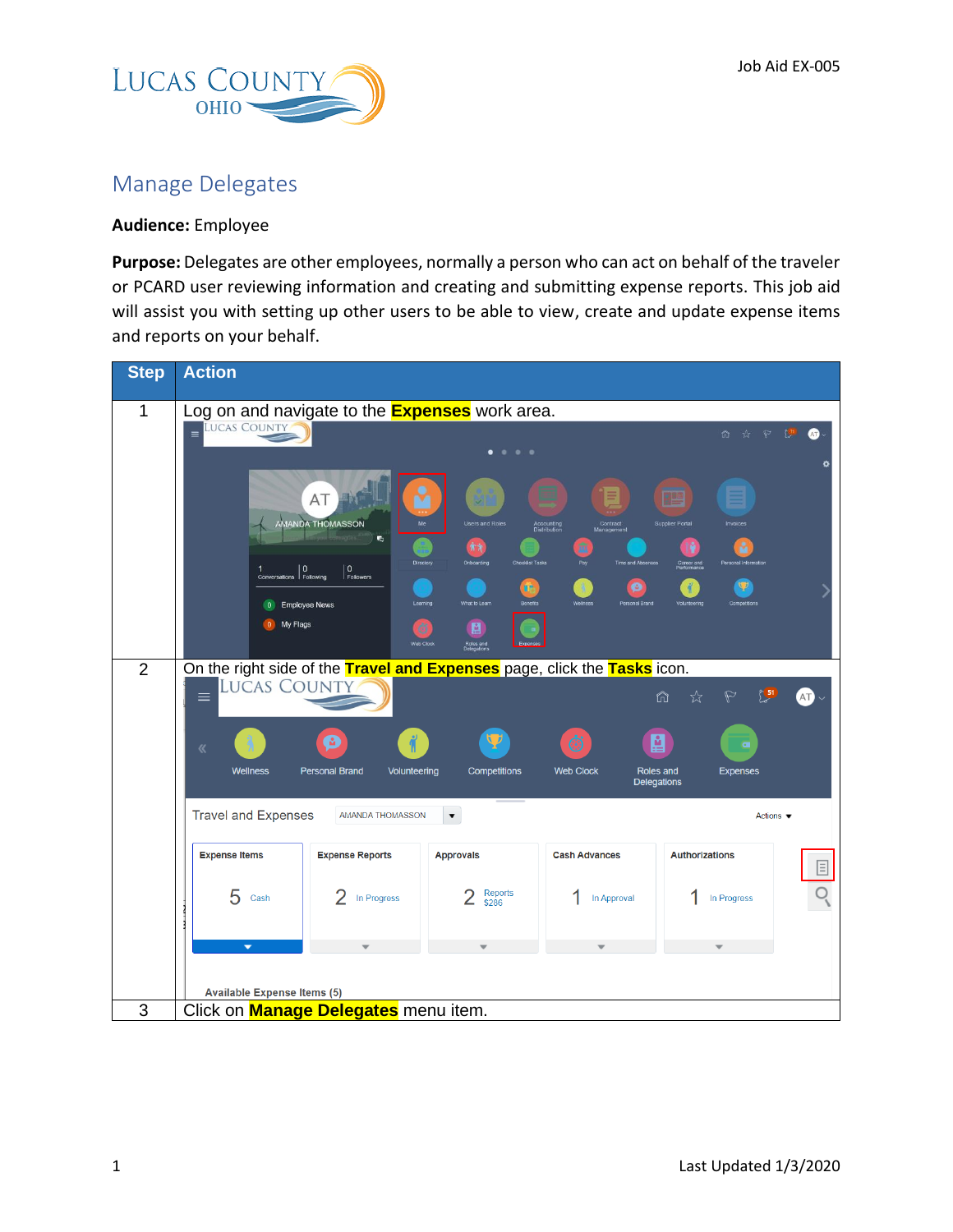Job Aid EX-005

# Manage Delegates

**Audience:** Employee

**Purpose:** Delegates are other employees, normally a person who can act on behalf of the traveler or PCARD user reviewing information and creating and submitting expense reports. This job aid will assist you with setting up other users to be able to view, create and update expense items and reports on your behalf.

| Step | Action |
|---|---|
| 1 | Log on and navigate to the **Expenses** work area. |
| 2 | On the right side of the **Travel and Expenses** page, click the **Tasks** icon. |
| 3 | Click on **Manage Delegates** menu item. |

Last Updated 1/3/2020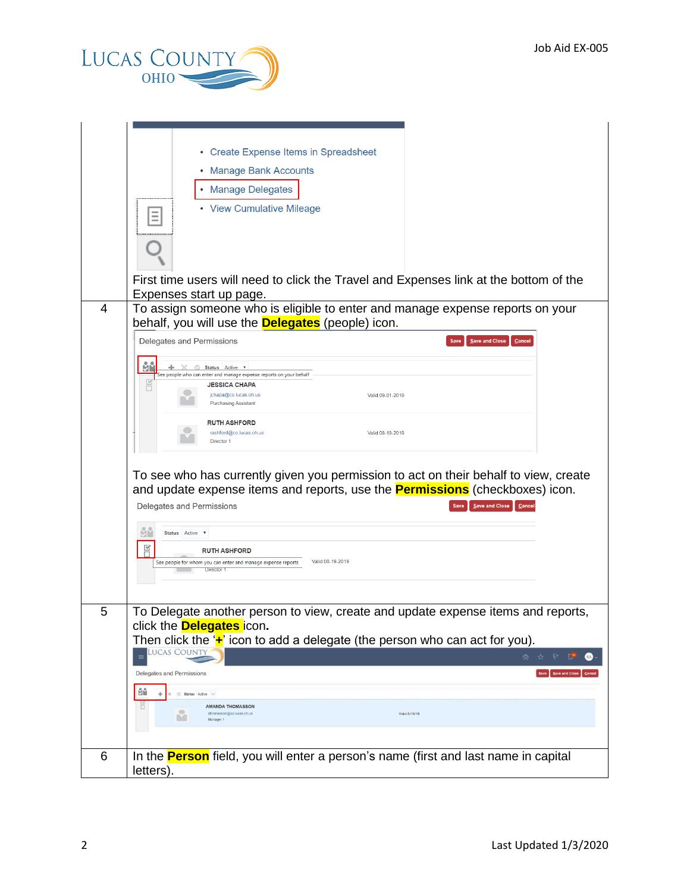| | |
|---|---|
| | • Create Expense Items in Spreadsheet<br>• Manage Bank Accounts<br>• Manage Delegates<br>• View Cumulative Mileage<br><br>First time users will need to click the Travel and Expenses link at the bottom of the Expenses start up page. |
| 4 | To assign someone who is eligible to enter and manage expense reports on your behalf, you will use the **Delegates** (people) icon.<br><br>Delegates and Permissions — Save · Save and Close · Cancel<br>Status: Active<br>See people who can enter and manage expense reports on your behalf<br>JESSICA CHAPA — jchapa@co.lucas.oh.us — Purchasing Assistant — Valid 09-01-2019<br>RUTH ASHFORD — rashford@co.lucas.oh.us — Director 1 — Valid 08-19-2019<br><br>To see who has currently given you permission to act on their behalf to view, create and update expense items and reports, use the **Permissions** (checkboxes) icon.<br><br>Delegates and Permissions — Save · Save and Close · Cancel<br>Status: Active<br>RUTH ASHFORD — Director 1 — Valid 08-19-2019<br>See people for whom you can enter and manage expense reports |
| 5 | To Delegate another person to view, create and update expense items and reports, click the **Delegates** icon.<br>Then click the '**+**' icon to add a delegate (the person who can act for you).<br><br>Delegates and Permissions — Save · Save and Close · Cancel<br>Status: Active<br>AMANDA THOMASSON — athomasson@co.lucas.oh.us — Manager 1 — Valid 8/19/19 |
| 6 | In the **Person** field, you will enter a person's name (first and last name in capital letters). |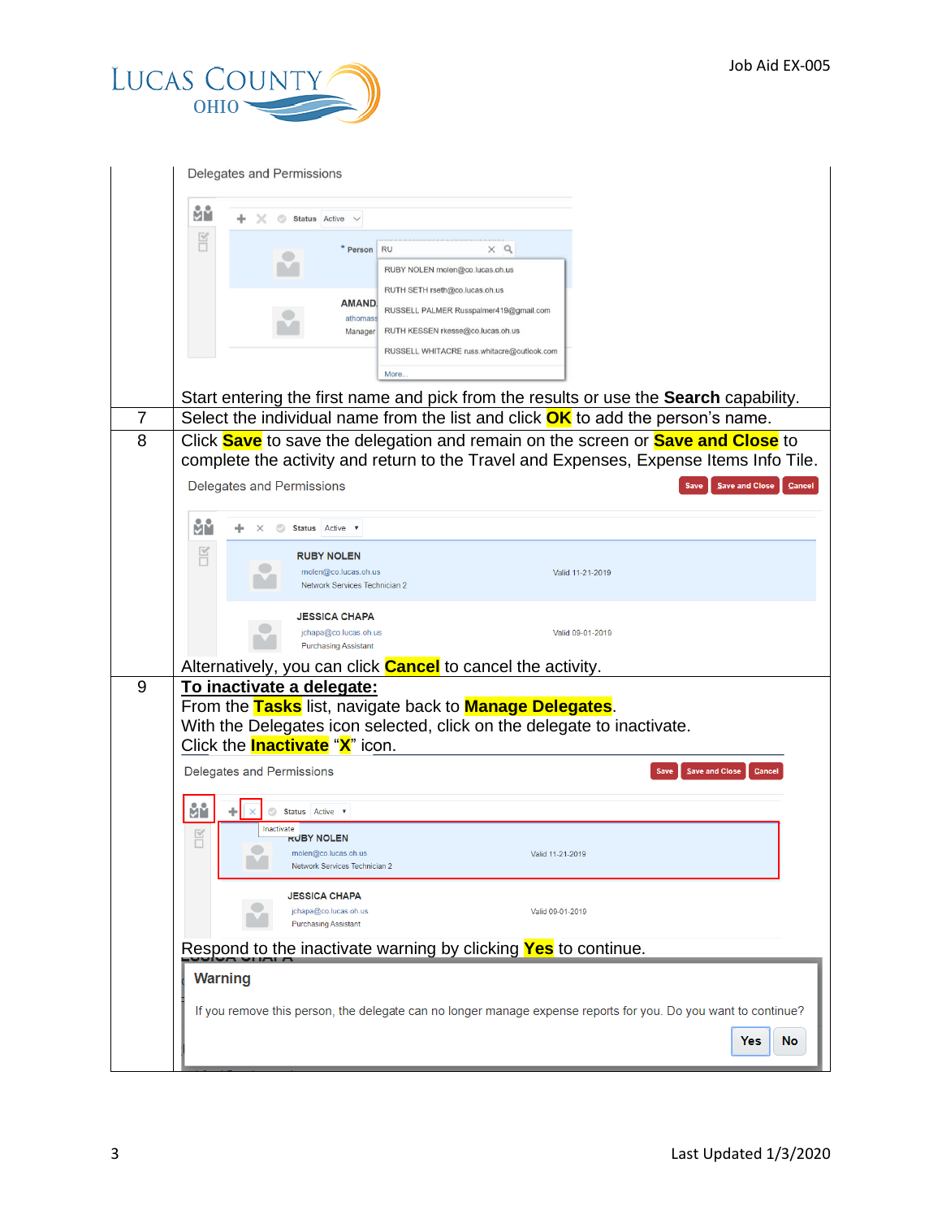| | |
|---|---|
| | Delegates and Permissions<br><br>Status Active<br><br>* Person RU<br><br>RUBY NOLEN rnolen@co.lucas.oh.us<br>RUTH SETH rseth@co.lucas.oh.us<br>RUSSELL PALMER Russpalmer419@gmail.com<br>RUTH KESSEN rkesse@co.lucas.oh.us<br>RUSSELL WHITACRE russ.whitacre@outlook.com<br>More...<br><br>Start entering the first name and pick from the results or use the **Search** capability. |
| 7 | Select the individual name from the list and click **OK** to add the person's name. |
| 8 | Click **Save** to save the delegation and remain on the screen or **Save and Close** to complete the activity and return to the Travel and Expenses, Expense Items Info Tile.<br><br>Delegates and Permissions — Save — Save and Close — Cancel<br><br>Status Active<br><br>RUBY NOLEN<br>rnolen@co.lucas.oh.us<br>Network Services Technician 2<br>Valid 11-21-2019<br><br>JESSICA CHAPA<br>jchapa@co.lucas.oh.us<br>Purchasing Assistant<br>Valid 09-01-2019<br><br>Alternatively, you can click **Cancel** to cancel the activity. |
| 9 | **To inactivate a delegate:**<br>From the **Tasks** list, navigate back to **Manage Delegates**.<br>With the Delegates icon selected, click on the delegate to inactivate.<br>Click the **Inactivate** "**X**" icon.<br><br>Delegates and Permissions — Save — Save and Close — Cancel<br><br>Status Active<br>Inactivate<br><br>RUBY NOLEN<br>rnolen@co.lucas.oh.us<br>Network Services Technician 2<br>Valid 11-21-2019<br><br>JESSICA CHAPA<br>jchapa@co.lucas.oh.us<br>Purchasing Assistant<br>Valid 09-01-2019<br><br>Respond to the inactivate warning by clicking **Yes** to continue.<br><br>**Warning**<br>If you remove this person, the delegate can no longer manage expense reports for you. Do you want to continue?<br>Yes — No |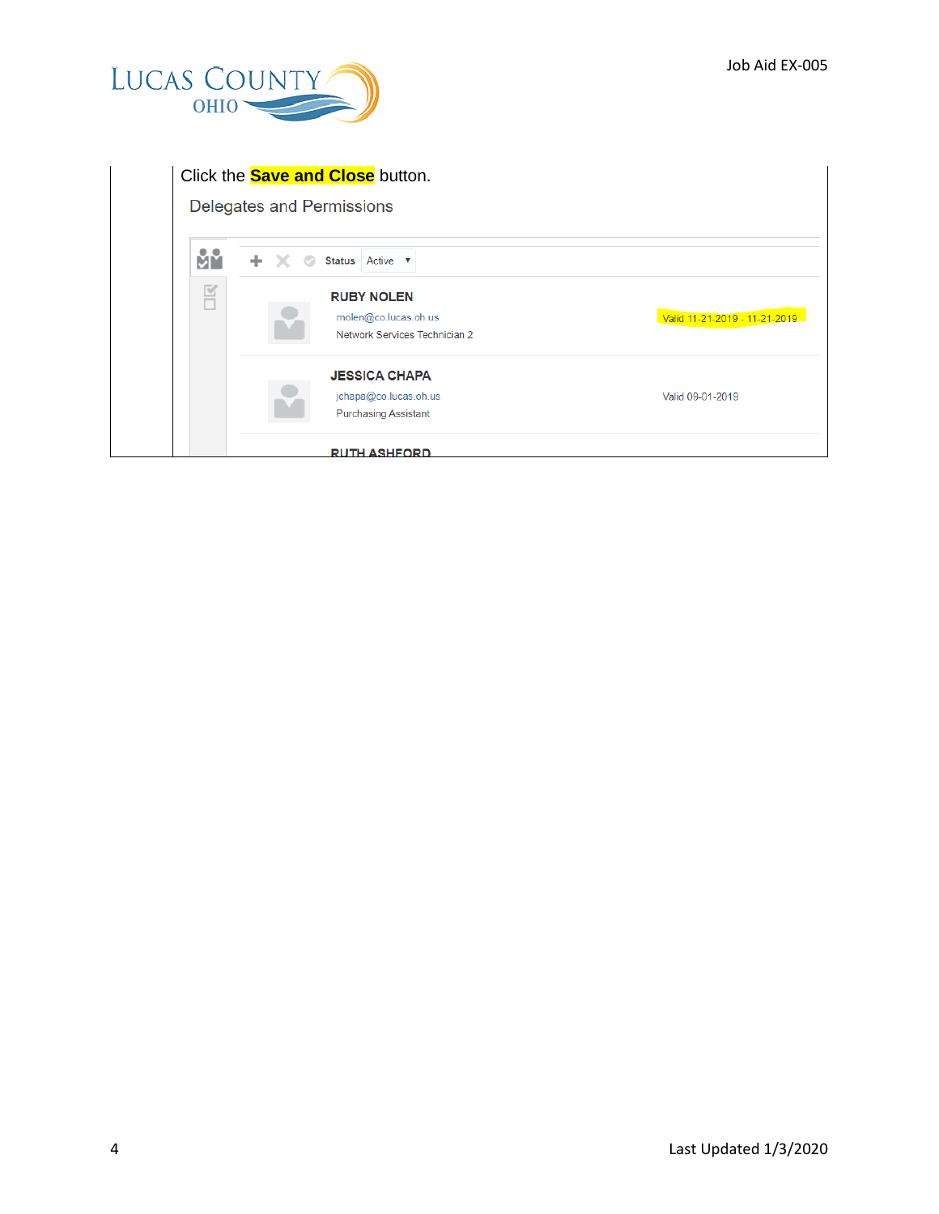Click the **Save and Close** button.

Delegates and Permissions

Status Active

RUBY NOLEN
rnolen@co.lucas.oh.us
Network Services Technician 2
Valid 11-21-2019 - 11-21-2019

JESSICA CHAPA
jchapa@co.lucas.oh.us
Purchasing Assistant
Valid 09-01-2019

RUTH ASHFORD